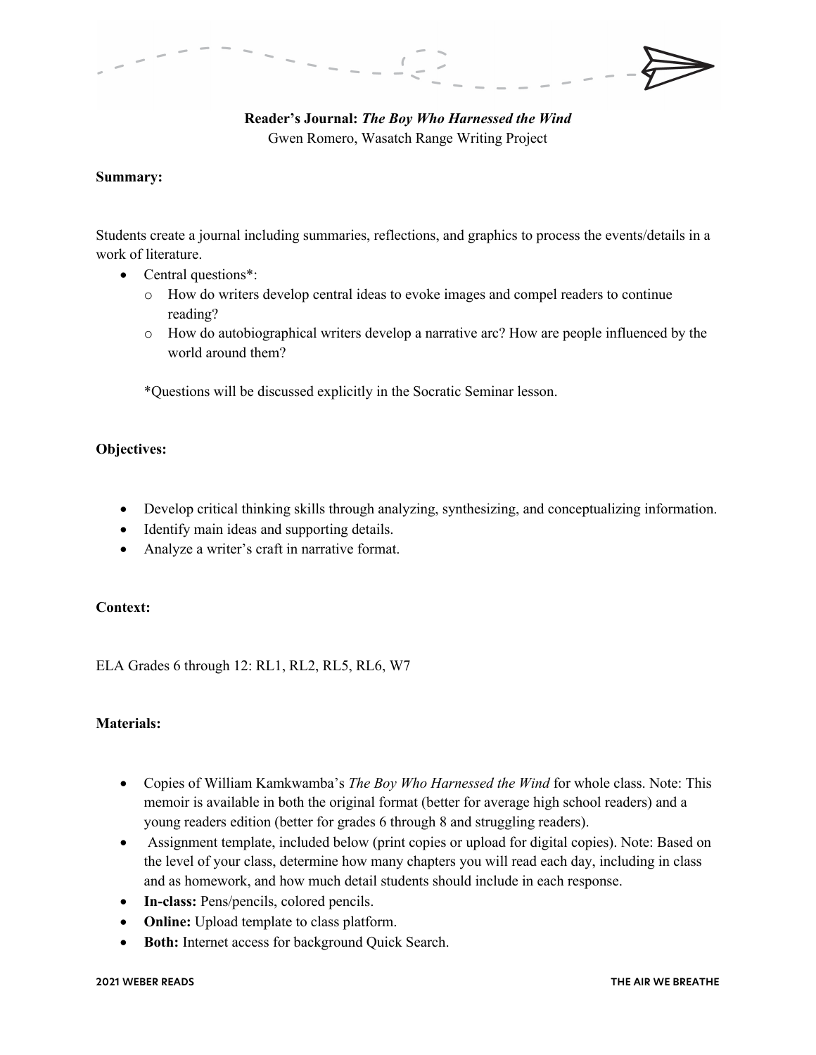**Reader's Journal: *The Boy Who Harnessed the Wind***
Gwen Romero, Wasatch Range Writing Project

**Summary:**

Students create a journal including summaries, reflections, and graphics to process the events/details in a work of literature.

- Central questions*:
    - How do writers develop central ideas to evoke images and compel readers to continue reading?
    - How do autobiographical writers develop a narrative arc? How are people influenced by the world around them?

  *Questions will be discussed explicitly in the Socratic Seminar lesson.

**Objectives:**

- Develop critical thinking skills through analyzing, synthesizing, and conceptualizing information.
- Identify main ideas and supporting details.
- Analyze a writer's craft in narrative format.

**Context:**

ELA Grades 6 through 12: RL1, RL2, RL5, RL6, W7

**Materials:**

- Copies of William Kamkwamba's *The Boy Who Harnessed the Wind* for whole class. Note: This memoir is available in both the original format (better for average high school readers) and a young readers edition (better for grades 6 through 8 and struggling readers).
- Assignment template, included below (print copies or upload for digital copies). Note: Based on the level of your class, determine how many chapters you will read each day, including in class and as homework, and how much detail students should include in each response.
- **In-class:** Pens/pencils, colored pencils.
- **Online:** Upload template to class platform.
- **Both:** Internet access for background Quick Search.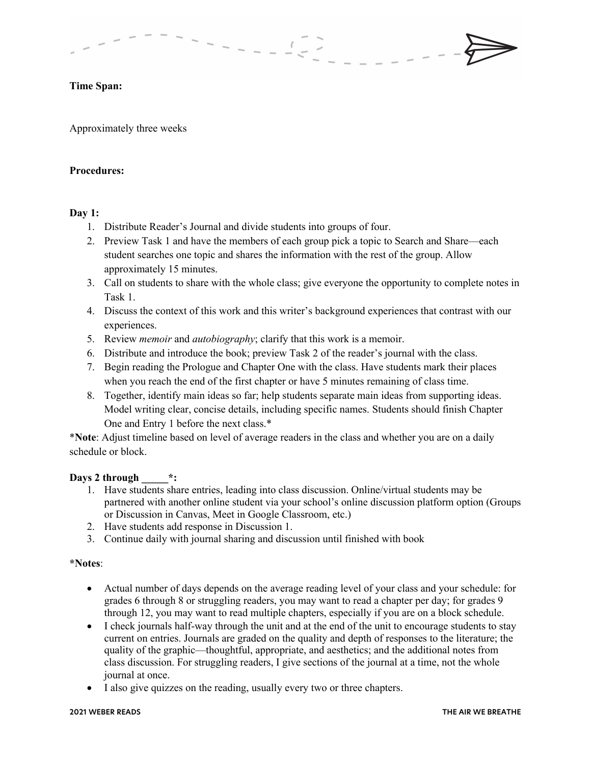**Time Span:**

Approximately three weeks

**Procedures:**

**Day 1:**

1. Distribute Reader's Journal and divide students into groups of four.
2. Preview Task 1 and have the members of each group pick a topic to Search and Share—each student searches one topic and shares the information with the rest of the group. Allow approximately 15 minutes.
3. Call on students to share with the whole class; give everyone the opportunity to complete notes in Task 1.
4. Discuss the context of this work and this writer's background experiences that contrast with our experiences.
5. Review *memoir* and *autobiography*; clarify that this work is a memoir.
6. Distribute and introduce the book; preview Task 2 of the reader's journal with the class.
7. Begin reading the Prologue and Chapter One with the class. Have students mark their places when you reach the end of the first chapter or have 5 minutes remaining of class time.
8. Together, identify main ideas so far; help students separate main ideas from supporting ideas. Model writing clear, concise details, including specific names. Students should finish Chapter One and Entry 1 before the next class.*

***Note**: Adjust timeline based on level of average readers in the class and whether you are on a daily schedule or block.

**Days 2 through _____*:**

1. Have students share entries, leading into class discussion. Online/virtual students may be partnered with another online student via your school's online discussion platform option (Groups or Discussion in Canvas, Meet in Google Classroom, etc.)
2. Have students add response in Discussion 1.
3. Continue daily with journal sharing and discussion until finished with book

***Notes**:

- Actual number of days depends on the average reading level of your class and your schedule: for grades 6 through 8 or struggling readers, you may want to read a chapter per day; for grades 9 through 12, you may want to read multiple chapters, especially if you are on a block schedule.
- I check journals half-way through the unit and at the end of the unit to encourage students to stay current on entries. Journals are graded on the quality and depth of responses to the literature; the quality of the graphic—thoughtful, appropriate, and aesthetics; and the additional notes from class discussion. For struggling readers, I give sections of the journal at a time, not the whole journal at once.
- I also give quizzes on the reading, usually every two or three chapters.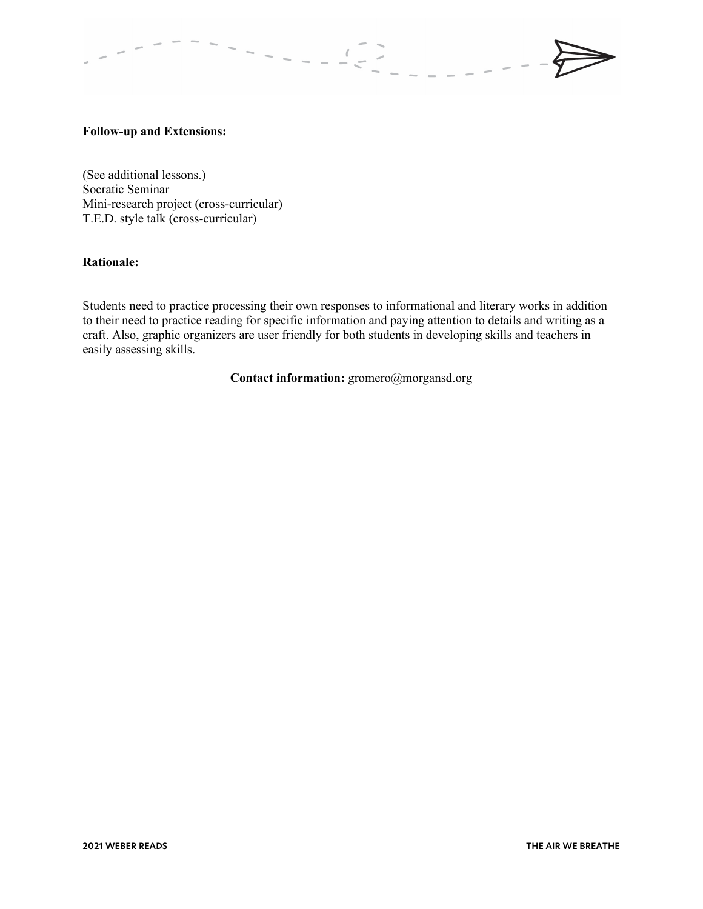**Follow-up and Extensions:**

(See additional lessons.)
Socratic Seminar
Mini-research project (cross-curricular)
T.E.D. style talk (cross-curricular)

**Rationale:**

Students need to practice processing their own responses to informational and literary works in addition to their need to practice reading for specific information and paying attention to details and writing as a craft. Also, graphic organizers are user friendly for both students in developing skills and teachers in easily assessing skills.

**Contact information:** gromero@morgansd.org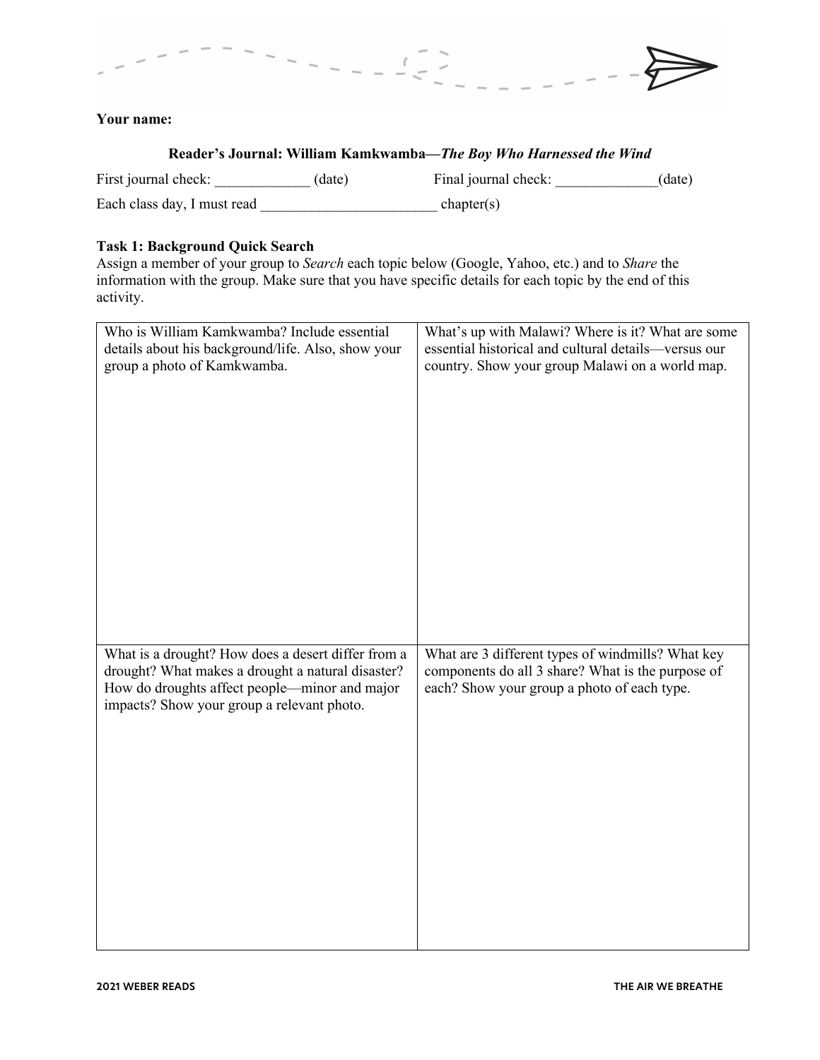**Your name:**

### Reader's Journal: William Kamkwamba—*The Boy Who Harnessed the Wind*

First journal check: _____________ (date) Final journal check: ______________(date)

Each class day, I must read ________________________ chapter(s)

**Task 1: Background Quick Search**

Assign a member of your group to *Search* each topic below (Google, Yahoo, etc.) and to *Share* the information with the group. Make sure that you have specific details for each topic by the end of this activity.

| | |
|---|---|
| Who is William Kamkwamba? Include essential details about his background/life. Also, show your group a photo of Kamkwamba. | What's up with Malawi? Where is it? What are some essential historical and cultural details—versus our country. Show your group Malawi on a world map. |
| What is a drought? How does a desert differ from a drought? What makes a drought a natural disaster? How do droughts affect people—minor and major impacts? Show your group a relevant photo. | What are 3 different types of windmills? What key components do all 3 share? What is the purpose of each? Show your group a photo of each type. |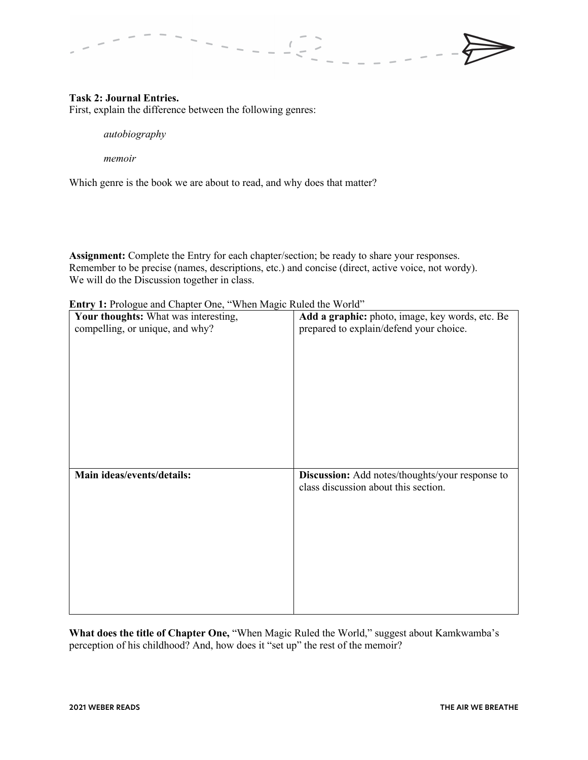**Task 2: Journal Entries.**
First, explain the difference between the following genres:

*autobiography*

*memoir*

Which genre is the book we are about to read, and why does that matter?

**Assignment:** Complete the Entry for each chapter/section; be ready to share your responses. Remember to be precise (names, descriptions, etc.) and concise (direct, active voice, not wordy). We will do the Discussion together in class.

**Entry 1:** Prologue and Chapter One, "When Magic Ruled the World"

| **Your thoughts:** What was interesting, compelling, or unique, and why? | **Add a graphic:** photo, image, key words, etc. Be prepared to explain/defend your choice. |
|---|---|
| **Main ideas/events/details:** | **Discussion:** Add notes/thoughts/your response to class discussion about this section. |

**What does the title of Chapter One,** "When Magic Ruled the World," suggest about Kamkwamba's perception of his childhood? And, how does it "set up" the rest of the memoir?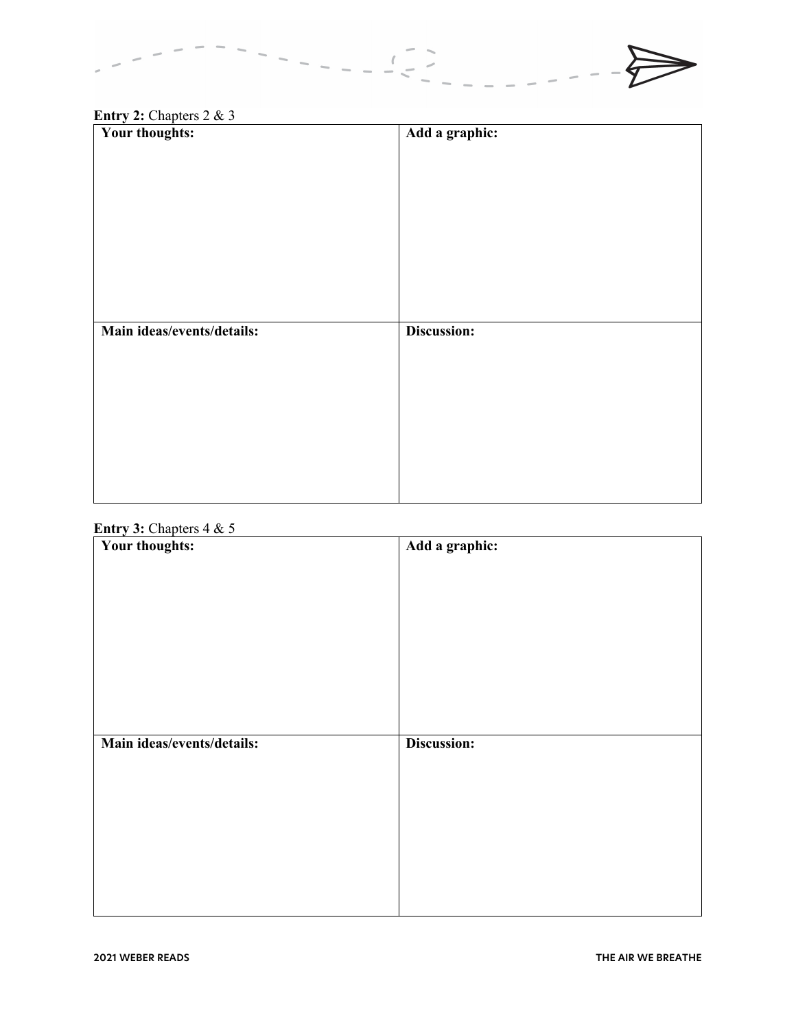**Entry 2:** Chapters 2 & 3

| Your thoughts: | Add a graphic: |
| --- | --- |
| **Main ideas/events/details:** | **Discussion:** |

**Entry 3:** Chapters 4 & 5

| Your thoughts: | Add a graphic: |
| --- | --- |
| **Main ideas/events/details:** | **Discussion:** |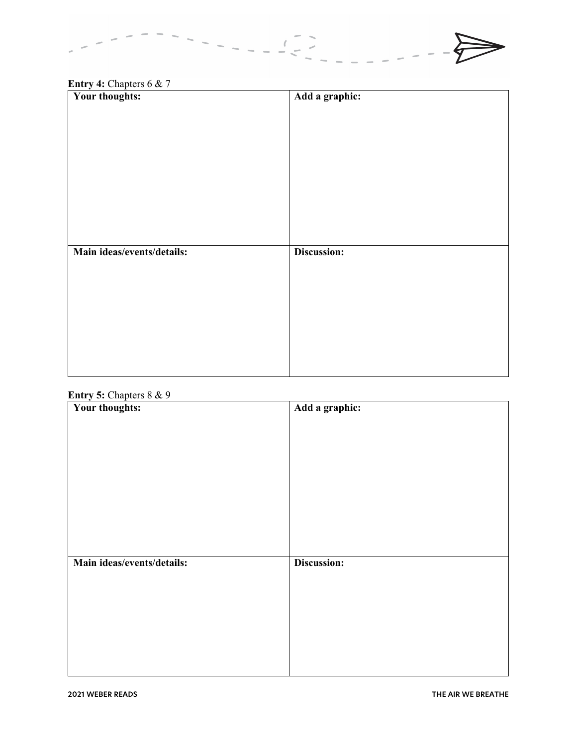**Entry 4:** Chapters 6 & 7

| Your thoughts: | Add a graphic: |
| --- | --- |
| **Main ideas/events/details:** | **Discussion:** |

**Entry 5:** Chapters 8 & 9

| Your thoughts: | Add a graphic: |
| --- | --- |
| **Main ideas/events/details:** | **Discussion:** |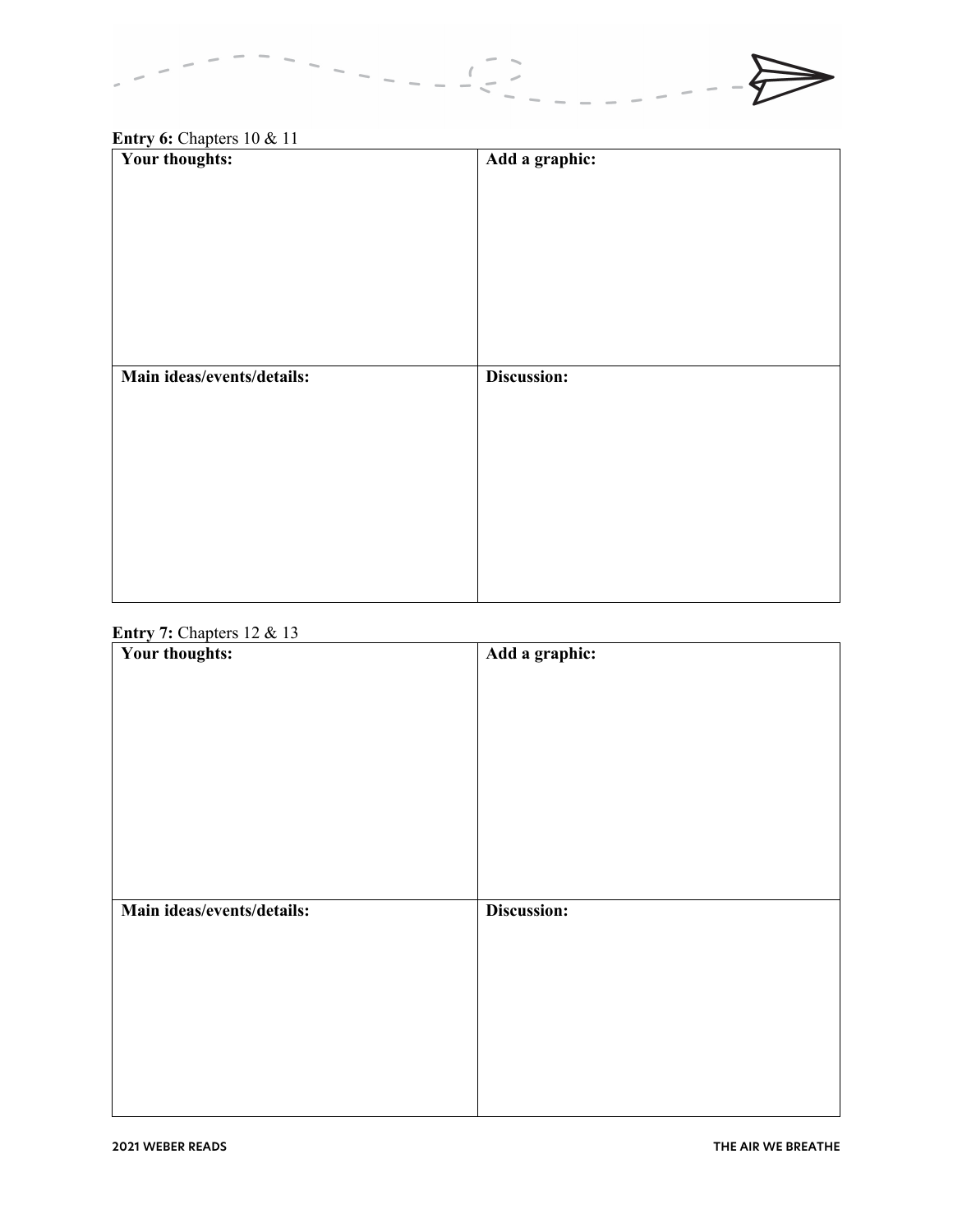**Entry 6:** Chapters 10 & 11

| **Your thoughts:** | **Add a graphic:** |
| --- | --- |
| **Main ideas/events/details:** | **Discussion:** |

**Entry 7:** Chapters 12 & 13

| **Your thoughts:** | **Add a graphic:** |
| --- | --- |
| **Main ideas/events/details:** | **Discussion:** |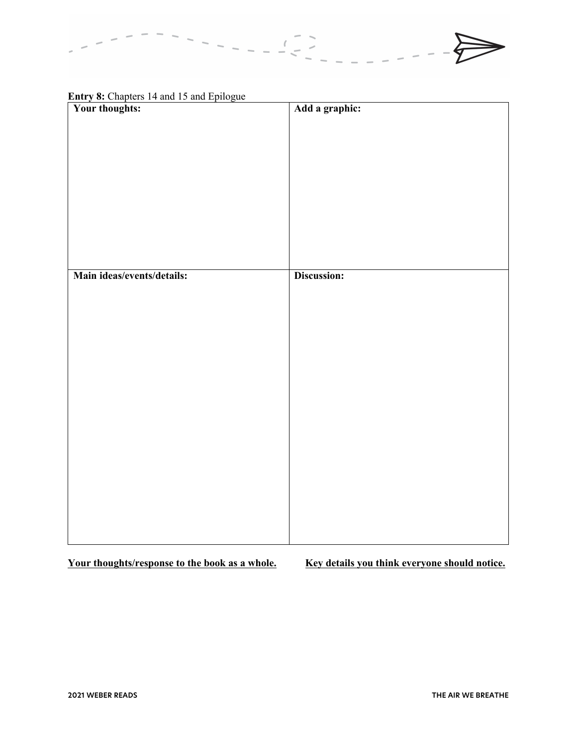**Entry 8:** Chapters 14 and 15 and Epilogue

| | |
|---|---|
| **Your thoughts:** | **Add a graphic:** |
| **Main ideas/events/details:** | **Discussion:** |

**Your thoughts/response to the book as a whole.**

**Key details you think everyone should notice.**